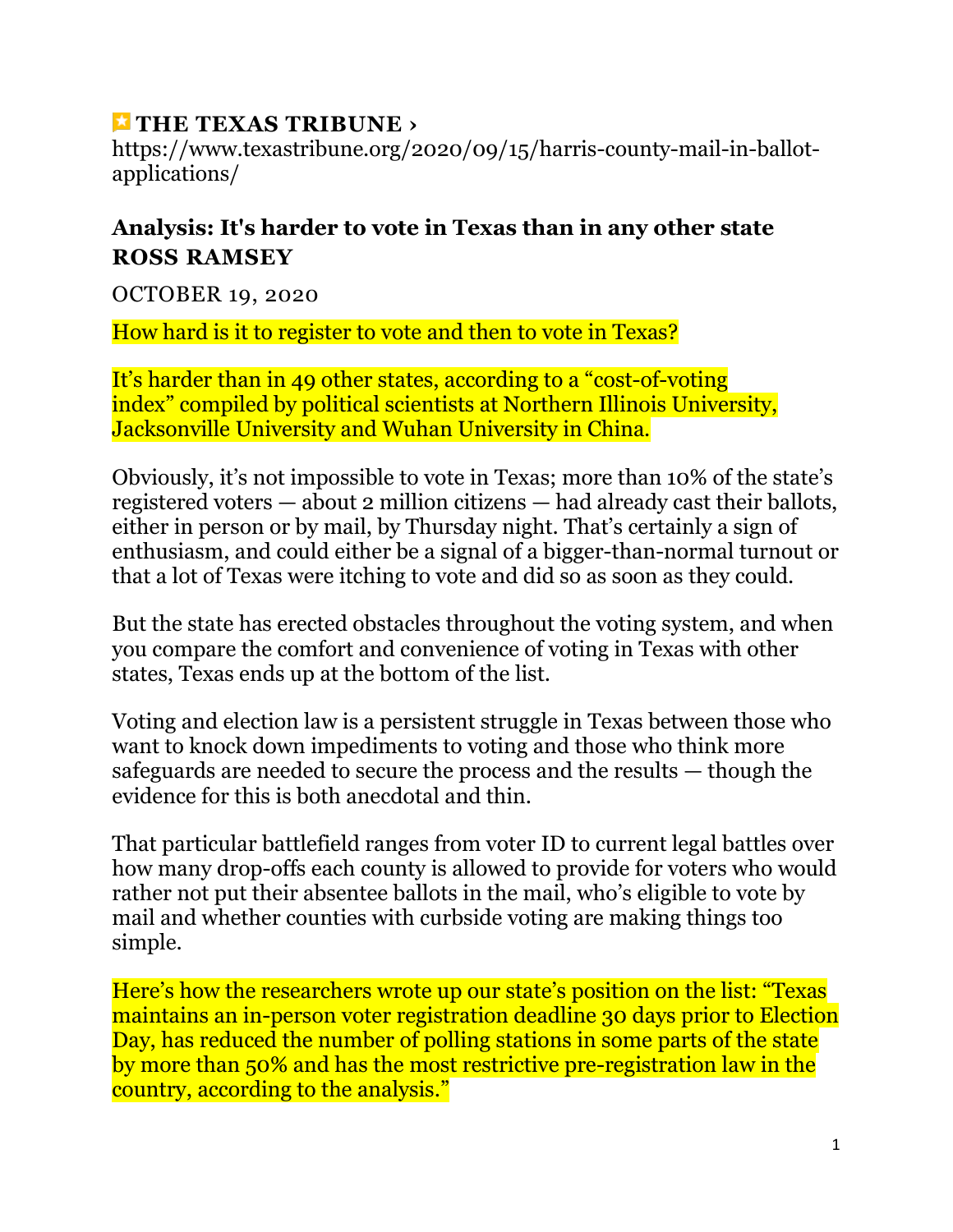**THE TEXAS TRIBUNE ›**
https://www.texastribune.org/2020/09/15/harris-county-mail-in-ballot-applications/

## Analysis: It's harder to vote in Texas than in any other state

**ROSS RAMSEY**

OCTOBER 19, 2020

How hard is it to register to vote and then to vote in Texas?

It's harder than in 49 other states, according to a "cost-of-voting index" compiled by political scientists at Northern Illinois University, Jacksonville University and Wuhan University in China.

Obviously, it's not impossible to vote in Texas; more than 10% of the state's registered voters — about 2 million citizens — had already cast their ballots, either in person or by mail, by Thursday night. That's certainly a sign of enthusiasm, and could either be a signal of a bigger-than-normal turnout or that a lot of Texas were itching to vote and did so as soon as they could.

But the state has erected obstacles throughout the voting system, and when you compare the comfort and convenience of voting in Texas with other states, Texas ends up at the bottom of the list.

Voting and election law is a persistent struggle in Texas between those who want to knock down impediments to voting and those who think more safeguards are needed to secure the process and the results — though the evidence for this is both anecdotal and thin.

That particular battlefield ranges from voter ID to current legal battles over how many drop-offs each county is allowed to provide for voters who would rather not put their absentee ballots in the mail, who's eligible to vote by mail and whether counties with curbside voting are making things too simple.

Here's how the researchers wrote up our state's position on the list: "Texas maintains an in-person voter registration deadline 30 days prior to Election Day, has reduced the number of polling stations in some parts of the state by more than 50% and has the most restrictive pre-registration law in the country, according to the analysis."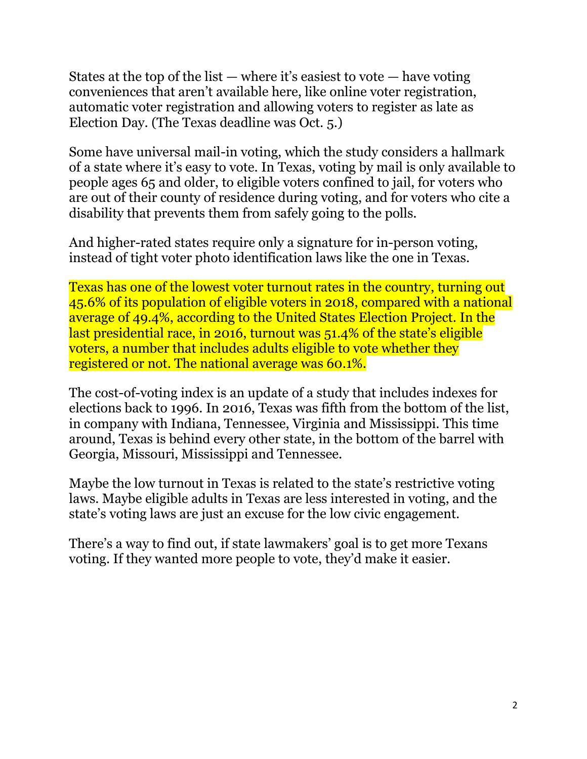States at the top of the list — where it's easiest to vote — have voting conveniences that aren't available here, like online voter registration, automatic voter registration and allowing voters to register as late as Election Day. (The Texas deadline was Oct. 5.)

Some have universal mail-in voting, which the study considers a hallmark of a state where it's easy to vote. In Texas, voting by mail is only available to people ages 65 and older, to eligible voters confined to jail, for voters who are out of their county of residence during voting, and for voters who cite a disability that prevents them from safely going to the polls.

And higher-rated states require only a signature for in-person voting, instead of tight voter photo identification laws like the one in Texas.

Texas has one of the lowest voter turnout rates in the country, turning out 45.6% of its population of eligible voters in 2018, compared with a national average of 49.4%, according to the United States Election Project. In the last presidential race, in 2016, turnout was 51.4% of the state's eligible voters, a number that includes adults eligible to vote whether they registered or not. The national average was 60.1%.

The cost-of-voting index is an update of a study that includes indexes for elections back to 1996. In 2016, Texas was fifth from the bottom of the list, in company with Indiana, Tennessee, Virginia and Mississippi. This time around, Texas is behind every other state, in the bottom of the barrel with Georgia, Missouri, Mississippi and Tennessee.

Maybe the low turnout in Texas is related to the state's restrictive voting laws. Maybe eligible adults in Texas are less interested in voting, and the state's voting laws are just an excuse for the low civic engagement.

There's a way to find out, if state lawmakers' goal is to get more Texans voting. If they wanted more people to vote, they'd make it easier.